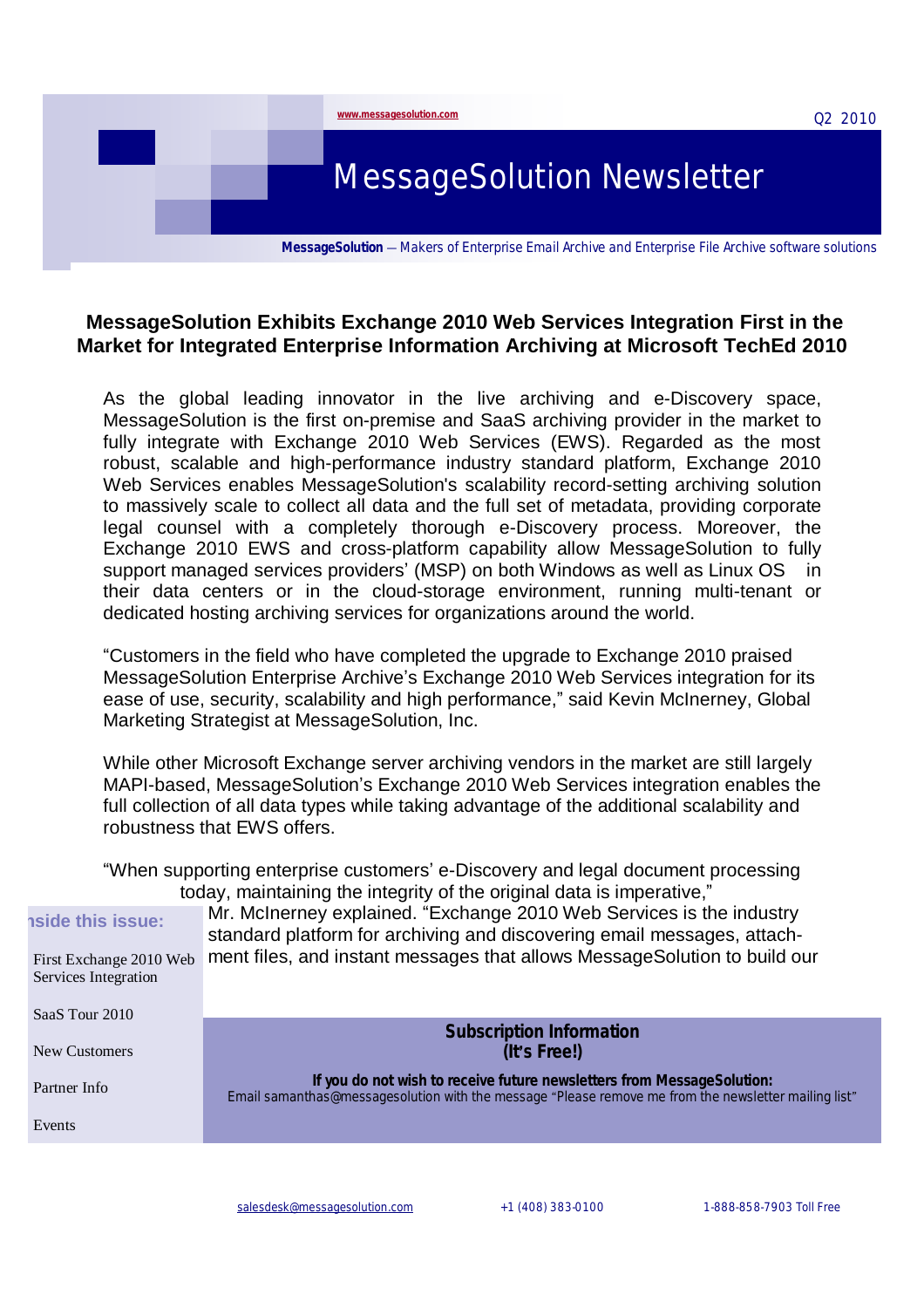www.messagesolution.com

Q2 2010

# MessageSolution Newsletter

**MessageSolution** — Makers of Enterprise Email Archive and Enterprise File Archive software solutions

## MessageSolution Exhibits Exchange 2010 Web Services Integration First in the Market for Integrated Enterprise Information Archiving at Microsoft TechEd 2010

As the global leading innovator in the live archiving and e-Discovery space, MessageSolution is the first on-premise and SaaS archiving provider in the market to fully integrate with Exchange 2010 Web Services (EWS). Regarded as the most robust, scalable and high-performance industry standard platform, Exchange 2010 Web Services enables MessageSolution's scalability record-setting archiving solution to massively scale to collect all data and the full set of metadata, providing corporate legal counsel with a completely thorough e-Discovery process. Moreover, the Exchange 2010 EWS and cross-platform capability allow MessageSolution to fully support managed services providers' (MSP) on both Windows as well as Linux OS in their data centers or in the cloud-storage environment, running multi-tenant or dedicated hosting archiving services for organizations around the world.

"Customers in the field who have completed the upgrade to Exchange 2010 praised MessageSolution Enterprise Archive's Exchange 2010 Web Services integration for its ease of use, security, scalability and high performance," said Kevin McInerney, Global Marketing Strategist at MessageSolution, Inc.

While other Microsoft Exchange server archiving vendors in the market are still largely MAPI-based, MessageSolution's Exchange 2010 Web Services integration enables the full collection of all data types while taking advantage of the additional scalability and robustness that EWS offers.

"When supporting enterprise customers' e-Discovery and legal document processing today, maintaining the integrity of the original data is imperative," Mr. McInerney explained. "Exchange 2010 Web Services is the industry standard platform for archiving and discovering email messages, attachment files, and instant messages that allows MessageSolution to build our

**Inside this issue:**

- First Exchange 2010 Web Services Integration
- SaaS Tour 2010
- New Customers
- Partner Info
- Events

**Subscription Information**
**(It's Free!)**

**If you do not wish to receive future newsletters from MessageSolution:**
Email samanthas@messagesolution with the message "Please remove me from the newsletter mailing list"

salesdesk@messagesolution.com | +1 (408) 383-0100 | 1-888-858-7903 Toll Free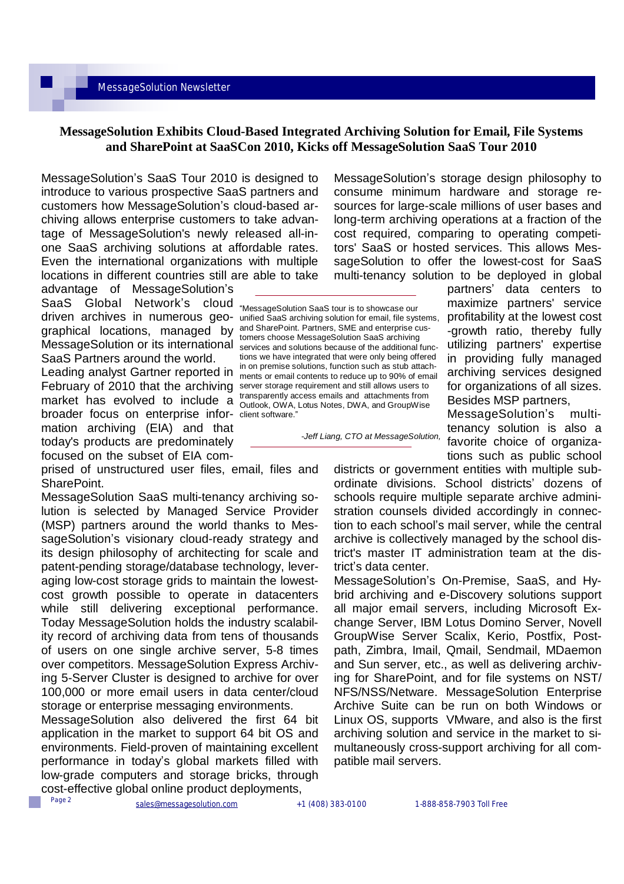## MessageSolution Exhibits Cloud-Based Integrated Archiving Solution for Email, File Systems and SharePoint at SaaSCon 2010, Kicks off MessageSolution SaaS Tour 2010

MessageSolution's SaaS Tour 2010 is designed to introduce to various prospective SaaS partners and customers how MessageSolution's cloud-based archiving allows enterprise customers to take advantage of MessageSolution's newly released all-in-one SaaS archiving solutions at affordable rates. Even the international organizations with multiple locations in different countries still are able to take advantage of MessageSolution's SaaS Global Network's cloud driven archives in numerous geographical locations, managed by MessageSolution or its international SaaS Partners around the world.

Leading analyst Gartner reported in February of 2010 that the archiving market has evolved to include a broader focus on enterprise information archiving (EIA) and that today's products are predominately focused on the subset of EIA comprised of unstructured user files, email, files and SharePoint.

> "MessageSolution SaaS tour is to showcase our unified SaaS archiving solution for email, file systems, and SharePoint. Partners, SME and enterprise customers choose MessageSolution SaaS archiving services and solutions because of the additional functions we have integrated that were only being offered in on premise solutions, function such as stub attachments or email contents to reduce up to 90% of email server storage requirement and still allows users to transparently access emails and attachments from Outlook, OWA, Lotus Notes, DWA, and GroupWise client software."
>
> *-Jeff Liang, CTO at MessageSolution,*

MessageSolution SaaS multi-tenancy archiving solution is selected by Managed Service Provider (MSP) partners around the world thanks to MessageSolution's visionary cloud-ready strategy and its design philosophy of architecting for scale and patent-pending storage/database technology, leveraging low-cost storage grids to maintain the lowest-cost growth possible to operate in datacenters while still delivering exceptional performance. Today MessageSolution holds the industry scalability record of archiving data from tens of thousands of users on one single archive server, 5-8 times over competitors. MessageSolution Express Archiving 5-Server Cluster is designed to archive for over 100,000 or more email users in data center/cloud storage or enterprise messaging environments.

MessageSolution also delivered the first 64 bit application in the market to support 64 bit OS and environments. Field-proven of maintaining excellent performance in today's global markets filled with low-grade computers and storage bricks, through cost-effective global online product deployments, MessageSolution's storage design philosophy to consume minimum hardware and storage resources for large-scale millions of user bases and long-term archiving operations at a fraction of the cost required, comparing to operating competitors' SaaS or hosted services. This allows MessageSolution to offer the lowest-cost for SaaS multi-tenancy solution to be deployed in global partners' data centers to maximize partners' service profitability at the lowest cost -growth ratio, thereby fully utilizing partners' expertise in providing fully managed archiving services designed for organizations of all sizes.

Besides MSP partners, MessageSolution's multi-tenancy solution is also a favorite choice of organizations such as public school districts or government entities with multiple subordinate divisions. School districts' dozens of schools require multiple separate archive administration counsels divided accordingly in connection to each school's mail server, while the central archive is collectively managed by the school district's master IT administration team at the district's data center.

MessageSolution's On-Premise, SaaS, and Hybrid archiving and e-Discovery solutions support all major email servers, including Microsoft Exchange Server, IBM Lotus Domino Server, Novell GroupWise Server Scalix, Kerio, Postfix, Postpath, Zimbra, Imail, Qmail, Sendmail, MDaemon and Sun server, etc., as well as delivering archiving for SharePoint, and for file systems on NST/NFS/NSS/Netware. MessageSolution Enterprise Archive Suite can be run on both Windows or Linux OS, supports VMware, and also is the first archiving solution and service in the market to simultaneously cross-support archiving for all compatible mail servers.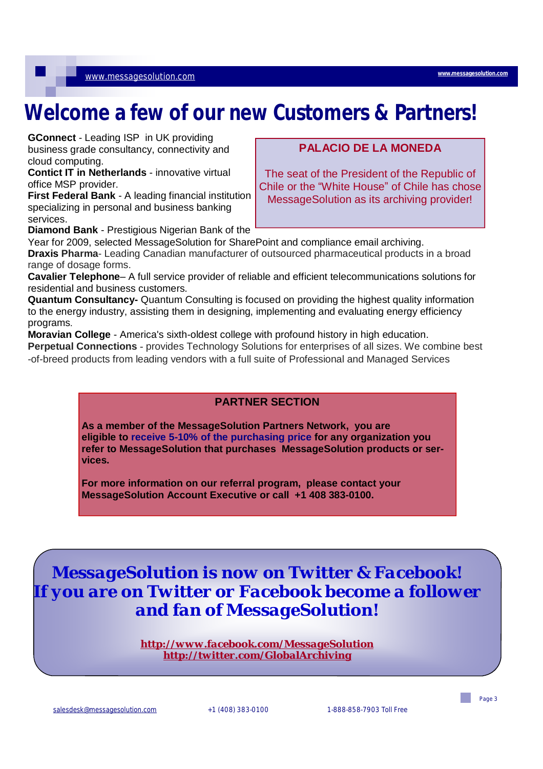# Welcome a few of our new Customers & Partners!

**GConnect** - Leading ISP in UK providing business grade consultancy, connectivity and cloud computing.
**Contict IT in Netherlands** - innovative virtual office MSP provider.
**First Federal Bank** - A leading financial institution specializing in personal and business banking services.
**Diamond Bank** - Prestigious Nigerian Bank of the Year for 2009, selected MessageSolution for SharePoint and compliance email archiving.
**Draxis Pharma**- Leading Canadian manufacturer of outsourced pharmaceutical products in a broad range of dosage forms.
**Cavalier Telephone**– A full service provider of reliable and efficient telecommunications solutions for residential and business customers.
**Quantum Consultancy-** Quantum Consulting is focused on providing the highest quality information to the energy industry, assisting them in designing, implementing and evaluating energy efficiency programs.
**Moravian College** - America's sixth-oldest college with profound history in high education.
**Perpetual Connections** - provides Technology Solutions for enterprises of all sizes. We combine best -of-breed products from leading vendors with a full suite of Professional and Managed Services

**PALACIO DE LA MONEDA**

The seat of the President of the Republic of Chile or the "White House" of Chile has chose MessageSolution as its archiving provider!

**PARTNER SECTION**

**As a member of the MessageSolution Partners Network, you are eligible to receive 5-10% of the purchasing price for any organization you refer to MessageSolution that purchases MessageSolution products or services.**

**For more information on our referral program, please contact your MessageSolution Account Executive or call +1 408 383-0100.**

***MessageSolution is now on Twitter & Facebook! If you are on Twitter or Facebook become a follower and fan of MessageSolution!***

**http://www.facebook.com/MessageSolution**
**http://twitter.com/GlobalArchiving**

salesdesk@messagesolution.com +1 (408) 383-0100 1-888-858-7903 Toll Free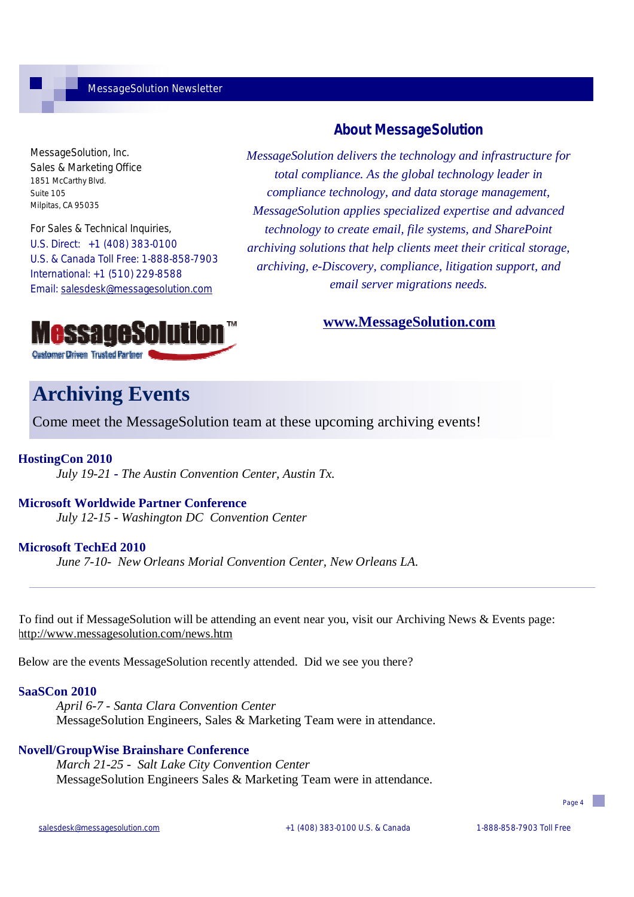MessageSolution, Inc.
Sales & Marketing Office
1851 McCarthy Blvd.
Suite 105
Milpitas, CA 95035

For Sales & Technical Inquiries,
U.S. Direct: +1 (408) 383-0100
U.S. & Canada Toll Free: 1-888-858-7903
International: +1 (510) 229-8588
Email: salesdesk@messagesolution.com

MessageSolution™
Customer Driven Trusted Partner

## About MessageSolution

*MessageSolution delivers the technology and infrastructure for total compliance. As the global technology leader in compliance technology, and data storage management, MessageSolution applies specialized expertise and advanced technology to create email, file systems, and SharePoint archiving solutions that help clients meet their critical storage, archiving, e-Discovery, compliance, litigation support, and email server migrations needs.*

**www.MessageSolution.com**

# Archiving Events

Come meet the MessageSolution team at these upcoming archiving events!

**HostingCon 2010**
*July 19-21 - The Austin Convention Center, Austin Tx.*

**Microsoft Worldwide Partner Conference**
*July 12-15 - Washington DC Convention Center*

**Microsoft TechEd 2010**
*June 7-10- New Orleans Morial Convention Center, New Orleans LA.*

---

To find out if MessageSolution will be attending an event near you, visit our Archiving News & Events page: http://www.messagesolution.com/news.htm

Below are the events MessageSolution recently attended. Did we see you there?

**SaaSCon 2010**
*April 6-7 - Santa Clara Convention Center*
MessageSolution Engineers, Sales & Marketing Team were in attendance.

**Novell/GroupWise Brainshare Conference**
*March 21-25 - Salt Lake City Convention Center*
MessageSolution Engineers Sales & Marketing Team were in attendance.